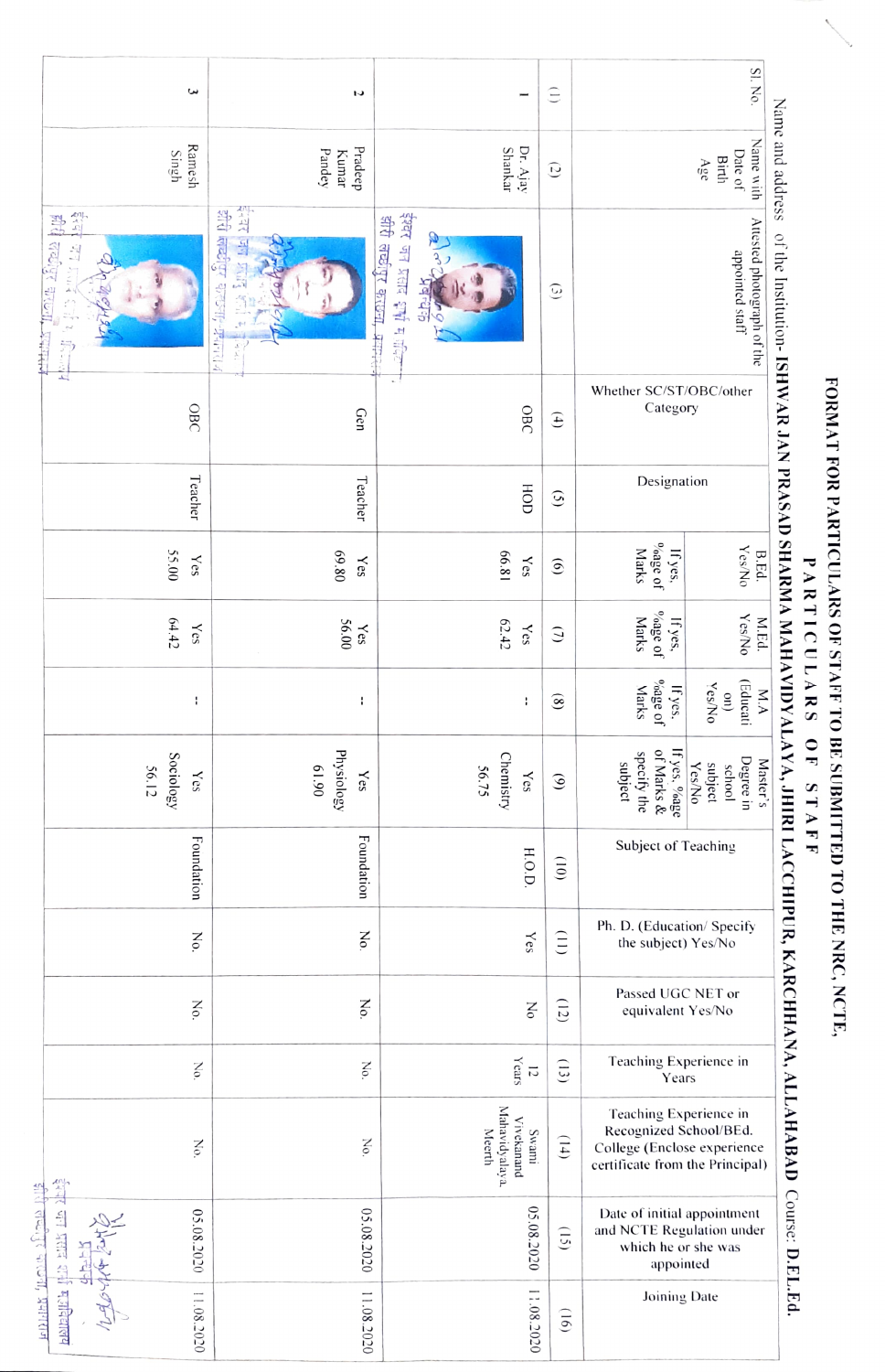# FORMAT FOR PARTICULARS OF STAFF TO BE SUBMITTED TO THE NRC, NCTE,

## PARTICULARS OF STAFF

Name and address of the Institution- **ISHWAR JAN PRASAD SHARMA MAHAVIDYALAYA, JHIRI LACCHIPUR, KARCHHANA, ALLAHABAD** Course: **D.El.Ed.**

| Sl. No. | Name with Date of Birth Age | Attested photograph of the appointed staff | Whether SC/ST/OBC/other Category | Designation | B.Ed. Yes/No If yes, %age of Marks | M.Ed. Yes/No If yes, %age of Marks | M.A (Education) Yes/No If yes, %age of Marks | Master's Degree in school subject Yes/No If yes, %age of Marks & specify the subject | Subject of Teaching | Ph. D. (Education/ Specify the subject) Yes/No | Passed UGC NET or equivalent Yes/No | Teaching Experience in Years | Teaching Experience in Recognized School/BEd. College (Enclose experience certificate from the Principal) | Date of initial appointment and NCTE Regulation under which he or she was appointed | Joining Date |
|---|---|---|---|---|---|---|---|---|---|---|---|---|---|---|---|
| (1) | (2) | (3) | (4) | (5) | (6) | (7) | (8) | (9) | (10) | (11) | (12) | (13) | (14) | (15) | (16) |
| 1 | Dr. Ajay Shankar | | OBC | HOD | Yes 66.81 | Yes 62.42 | -- | Yes Chemistry 56.75 | H.O.D. | Yes | No | 12 Years | Swami Vivekanand Mahavidyalaya, Meerth | 05.08.2020 | 11.08.2020 |
| 2 | Pradeep Kumar Pandey | | Gen | Teacher | Yes 69.80 | Yes 56.00 | -- | Yes Physiology 61.90 | Foundation | No. | No. | No. | No. | 05.08.2020 | 11.08.2020 |
| 3 | Ramesh Singh | | OBC | Teacher | Yes 55.00 | Yes 64.42 | -- | Yes Sociology 56.12 | Foundation | No. | No. | No. | No. | 05.08.2020 | 11.08.2020 |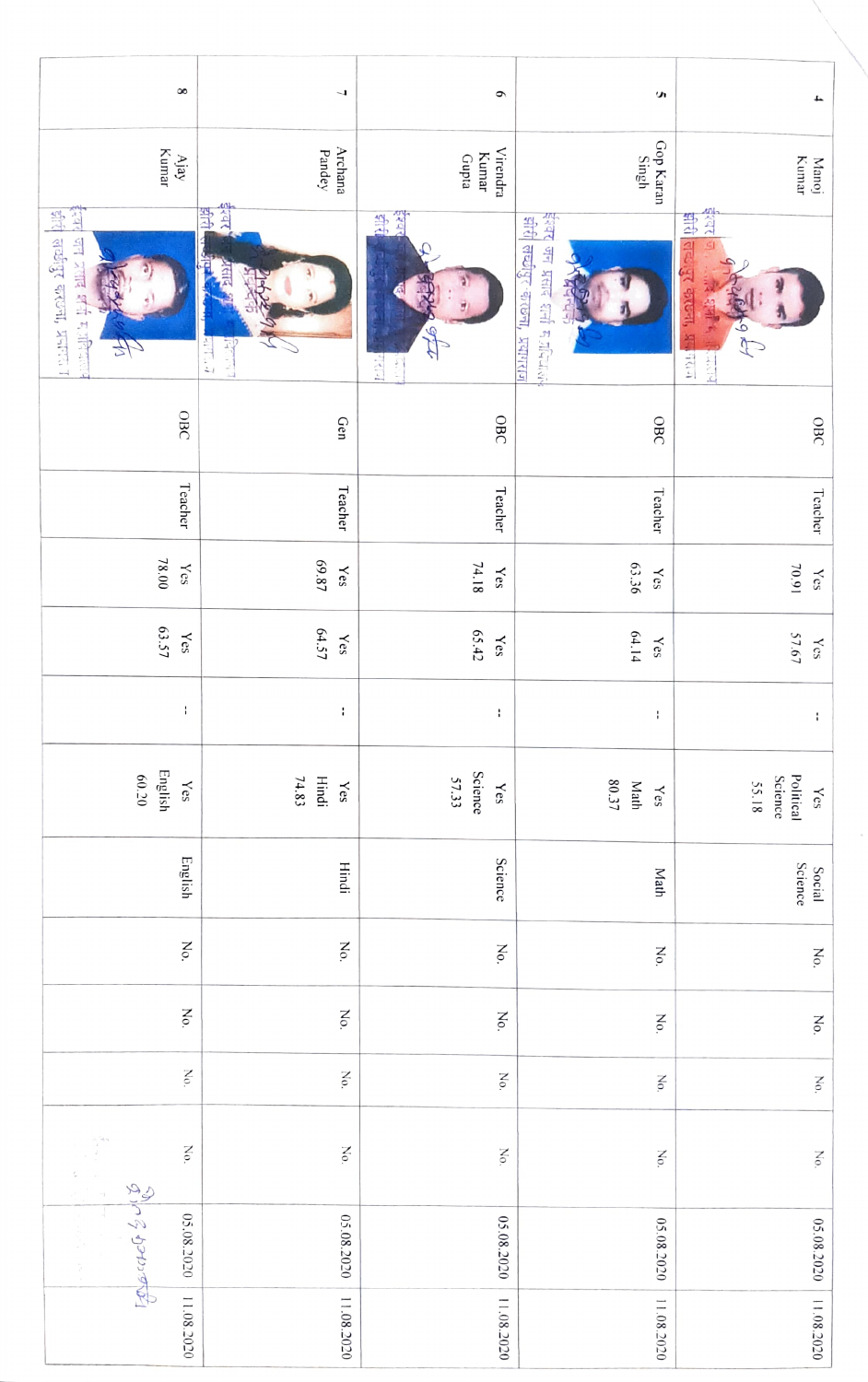| | | | | | | | | | | | | | | | |
|---|---|---|---|---|---|---|---|---|---|---|---|---|---|---|---|
| 4 | Manoj Kumar | | OBC | Teacher | Yes 70.91 | Yes 57.67 | -- | Yes Political Science 55.18 | Social Science | No. | No. | No. | No. | 05.08.2020 | 11.08.2020 |
| 5 | Gop Karan Singh | | OBC | Teacher | Yes 63.36 | Yes 64.14 | -- | Yes Math 80.37 | Math | No. | No. | No. | No. | 05.08.2020 | 11.08.2020 |
| 6 | Virendra Kumar Gupta | | OBC | Teacher | Yes 74.18 | Yes 65.42 | -- | Yes Science 57.33 | Science | No. | No. | No. | No. | 05.08.2020 | 11.08.2020 |
| 7 | Archana Pandey | | Gen | Teacher | Yes 69.87 | Yes 64.57 | -- | Yes Hindi 74.83 | Hindi | No. | No. | No. | No. | 05.08.2020 | 11.08.2020 |
| 8 | Ajay Kumar | | OBC | Teacher | Yes 78.00 | Yes 63.57 | -- | Yes English 60.20 | English | No. | No. | No. | No. | 05.08.2020 | 11.08.2020 |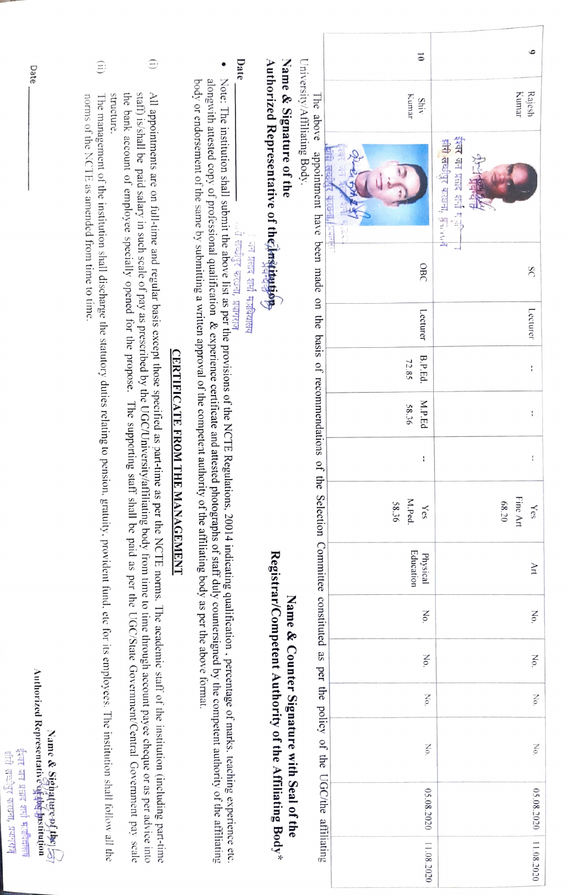| | | | | | | | | | | | | | | | | | |
|---|---|---|---|---|---|---|---|---|---|---|---|---|---|---|---|---|---|
| 9 | Rajesh Kumar | | SC | Lecturer | -- | -- | -- | Yes Fine Art 68.20 | Art | No. | No. | No. | No. | 05.08.2020 | 11.08.2020 |
| 10 | Shiv Kumar | | OBC | Lecturer | B.P.Ed. 72.85 | M.P.Ed 58.36 | -- | Yes M.Ped. 58.36 | Physical Education | No. | No. | No. | No. | 05.08.2020 | 11.08.2020 |

The above appointment have been made on the basis of recommendations of the Selection Committee constituted as per the policy of the UGC/the affiliating University/Affiliating Body.

**Name & Signature of the Authorized Representative of the Institution**

**Name & Counter Signature with Seal of the Registrar/Competent Authority of the Affiliating Body***

Date ___________

- Note: The institution shall submit the above list as per the provisions of the NCTE Regulations, 20014 indicating qualification, percentage of marks, teaching experience etc. alongwith attested copy of professional qualification & experience certificate and attested photographs of staff duly countersigned by the competent authority of the affiliating body or endorsement of the same by submitting a written approval of the competent authority of the affiliating body as per the above format.

## CERTIFICATE FROM THE MANAGEMENT

(i) All appointments are on full-time and regular basis except those specified as part-time as per the NCTE norms. The academic staff of the institution (including part-time staff) is/shall be paid salary in such scale of pay as prescribed by the UGC/University/affiliating body from time to time through account payee cheque or as per advice into the bank account of employee specially opened for the propose. The supporting staff shall be paid as per the UGC/State Government/Central Government pay scale structure.

(ii) The management of the institution shall discharge the statutory duties relating to pension, gratuity, provident fund, etc for its employees. The institution shall follow all the norms of the NCTE as amended from time to time.

Date ___________

**Name & Signature of the Authorized Representative of the Institution**